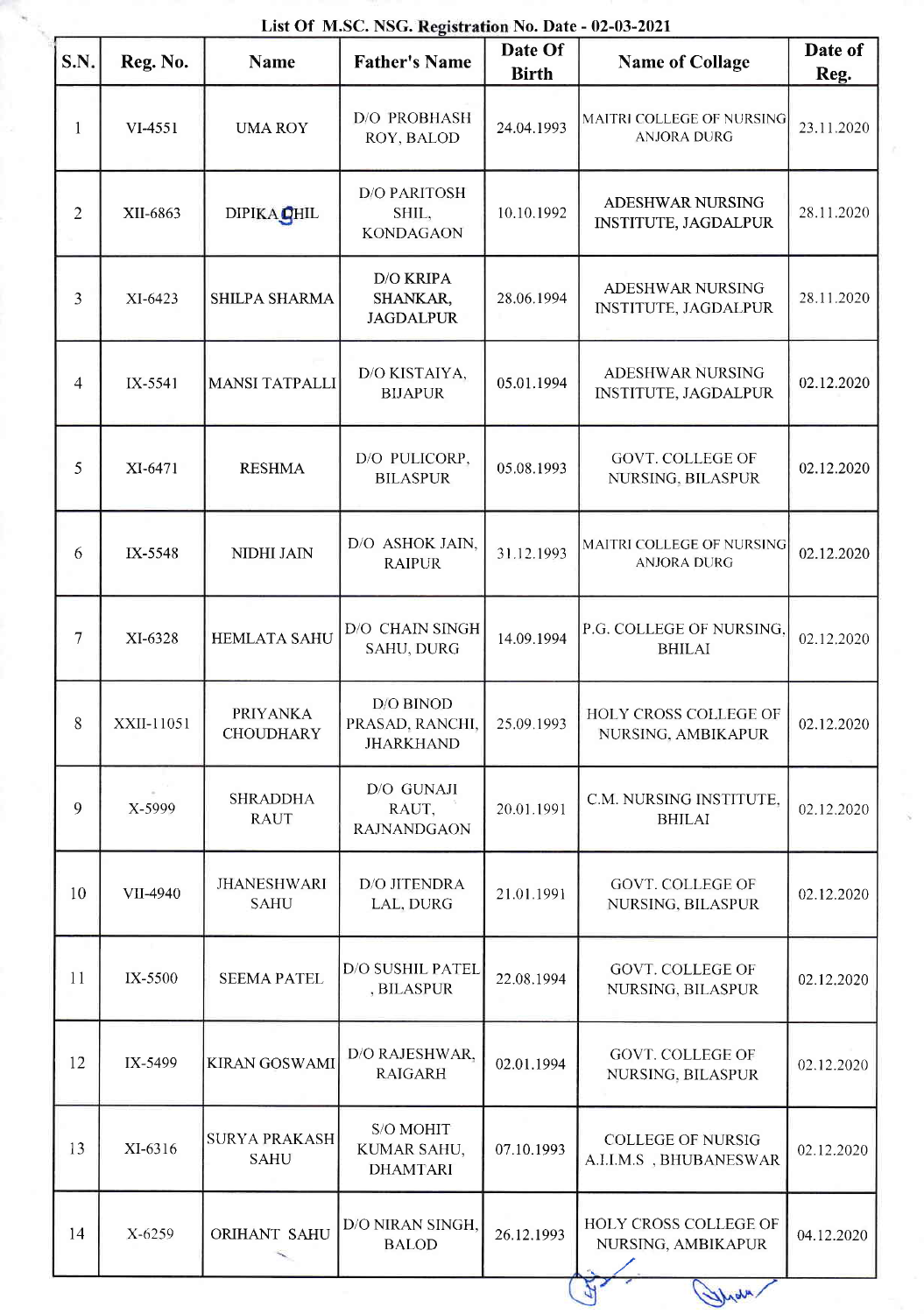# List Of M.SC. NSG. Registration No. Date - 02-03-2021

| S.N. | Reg. No. | Name | Father's Name | Date Of Birth | Name of Collage | Date of Reg. |
|---|---|---|---|---|---|---|
| 1 | VI-4551 | UMA ROY | D/O PROBHASH ROY, BALOD | 24.04.1993 | MAITRI COLLEGE OF NURSING ANJORA DURG | 23.11.2020 |
| 2 | XII-6863 | DIPIKA SHIL | D/O PARITOSH SHIL, KONDAGAON | 10.10.1992 | ADESHWAR NURSING INSTITUTE, JAGDALPUR | 28.11.2020 |
| 3 | XI-6423 | SHILPA SHARMA | D/O KRIPA SHANKAR, JAGDALPUR | 28.06.1994 | ADESHWAR NURSING INSTITUTE, JAGDALPUR | 28.11.2020 |
| 4 | IX-5541 | MANSI TATPALLI | D/O KISTAIYA, BIJAPUR | 05.01.1994 | ADESHWAR NURSING INSTITUTE, JAGDALPUR | 02.12.2020 |
| 5 | XI-6471 | RESHMA | D/O PULICORP, BILASPUR | 05.08.1993 | GOVT. COLLEGE OF NURSING, BILASPUR | 02.12.2020 |
| 6 | IX-5548 | NIDHI JAIN | D/O ASHOK JAIN, RAIPUR | 31.12.1993 | MAITRI COLLEGE OF NURSING ANJORA DURG | 02.12.2020 |
| 7 | XI-6328 | HEMLATA SAHU | D/O CHAIN SINGH SAHU, DURG | 14.09.1994 | P.G. COLLEGE OF NURSING, BHILAI | 02.12.2020 |
| 8 | XXII-11051 | PRIYANKA CHOUDHARY | D/O BINOD PRASAD, RANCHI, JHARKHAND | 25.09.1993 | HOLY CROSS COLLEGE OF NURSING, AMBIKAPUR | 02.12.2020 |
| 9 | X-5999 | SHRADDHA RAUT | D/O GUNAJI RAUT, RAJNANDGAON | 20.01.1991 | C.M. NURSING INSTITUTE, BHILAI | 02.12.2020 |
| 10 | VII-4940 | JHANESHWARI SAHU | D/O JITENDRA LAL, DURG | 21.01.1991 | GOVT. COLLEGE OF NURSING, BILASPUR | 02.12.2020 |
| 11 | IX-5500 | SEEMA PATEL | D/O SUSHIL PATEL , BILASPUR | 22.08.1994 | GOVT. COLLEGE OF NURSING, BILASPUR | 02.12.2020 |
| 12 | IX-5499 | KIRAN GOSWAMI | D/O RAJESHWAR, RAIGARH | 02.01.1994 | GOVT. COLLEGE OF NURSING, BILASPUR | 02.12.2020 |
| 13 | XI-6316 | SURYA PRAKASH SAHU | S/O MOHIT KUMAR SAHU, DHAMTARI | 07.10.1993 | COLLEGE OF NURSIG A.I.I.M.S , BHUBANESWAR | 02.12.2020 |
| 14 | X-6259 | ORIHANT SAHU | D/O NIRAN SINGH, BALOD | 26.12.1993 | HOLY CROSS COLLEGE OF NURSING, AMBIKAPUR | 04.12.2020 |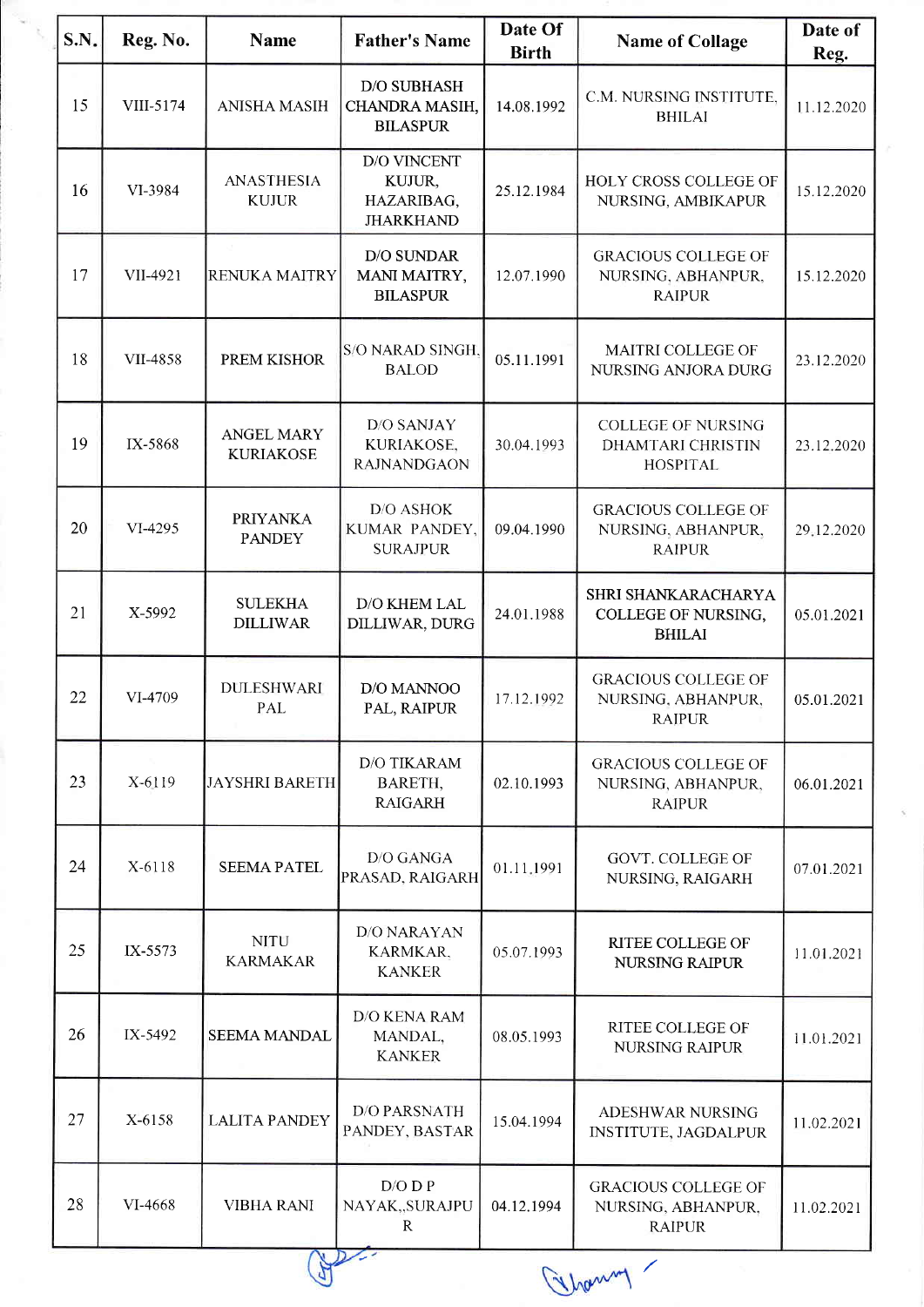| S.N. | Reg. No. | Name | Father's Name | Date Of Birth | Name of Collage | Date of Reg. |
|---|---|---|---|---|---|---|
| 15 | VIII-5174 | ANISHA MASIH | D/O SUBHASH CHANDRA MASIH, BILASPUR | 14.08.1992 | C.M. NURSING INSTITUTE, BHILAI | 11.12.2020 |
| 16 | VI-3984 | ANASTHESIA KUJUR | D/O VINCENT KUJUR, HAZARIBAG, JHARKHAND | 25.12.1984 | HOLY CROSS COLLEGE OF NURSING, AMBIKAPUR | 15.12.2020 |
| 17 | VII-4921 | RENUKA MAITRY | D/O SUNDAR MANI MAITRY, BILASPUR | 12.07.1990 | GRACIOUS COLLEGE OF NURSING, ABHANPUR, RAIPUR | 15.12.2020 |
| 18 | VII-4858 | PREM KISHOR | S/O NARAD SINGH, BALOD | 05.11.1991 | MAITRI COLLEGE OF NURSING ANJORA DURG | 23.12.2020 |
| 19 | IX-5868 | ANGEL MARY KURIAKOSE | D/O SANJAY KURIAKOSE, RAJNANDGAON | 30.04.1993 | COLLEGE OF NURSING DHAMTARI CHRISTIN HOSPITAL | 23.12.2020 |
| 20 | VI-4295 | PRIYANKA PANDEY | D/O ASHOK KUMAR PANDEY, SURAJPUR | 09.04.1990 | GRACIOUS COLLEGE OF NURSING, ABHANPUR, RAIPUR | 29.12.2020 |
| 21 | X-5992 | SULEKHA DILLIWAR | D/O KHEM LAL DILLIWAR, DURG | 24.01.1988 | SHRI SHANKARACHARYA COLLEGE OF NURSING, BHILAI | 05.01.2021 |
| 22 | VI-4709 | DULESHWARI PAL | D/O MANNOO PAL, RAIPUR | 17.12.1992 | GRACIOUS COLLEGE OF NURSING, ABHANPUR, RAIPUR | 05.01.2021 |
| 23 | X-6119 | JAYSHRI BARETH | D/O TIKARAM BARETH, RAIGARH | 02.10.1993 | GRACIOUS COLLEGE OF NURSING, ABHANPUR, RAIPUR | 06.01.2021 |
| 24 | X-6118 | SEEMA PATEL | D/O GANGA PRASAD, RAIGARH | 01.11.1991 | GOVT. COLLEGE OF NURSING, RAIGARH | 07.01.2021 |
| 25 | IX-5573 | NITU KARMAKAR | D/O NARAYAN KARMKAR, KANKER | 05.07.1993 | RITEE COLLEGE OF NURSING RAIPUR | 11.01.2021 |
| 26 | IX-5492 | SEEMA MANDAL | D/O KENA RAM MANDAL, KANKER | 08.05.1993 | RITEE COLLEGE OF NURSING RAIPUR | 11.01.2021 |
| 27 | X-6158 | LALITA PANDEY | D/O PARSNATH PANDEY, BASTAR | 15.04.1994 | ADESHWAR NURSING INSTITUTE, JAGDALPUR | 11.02.2021 |
| 28 | VI-4668 | VIBHA RANI | D/O D P NAYAK,,SURAJPUR | 04.12.1994 | GRACIOUS COLLEGE OF NURSING, ABHANPUR, RAIPUR | 11.02.2021 |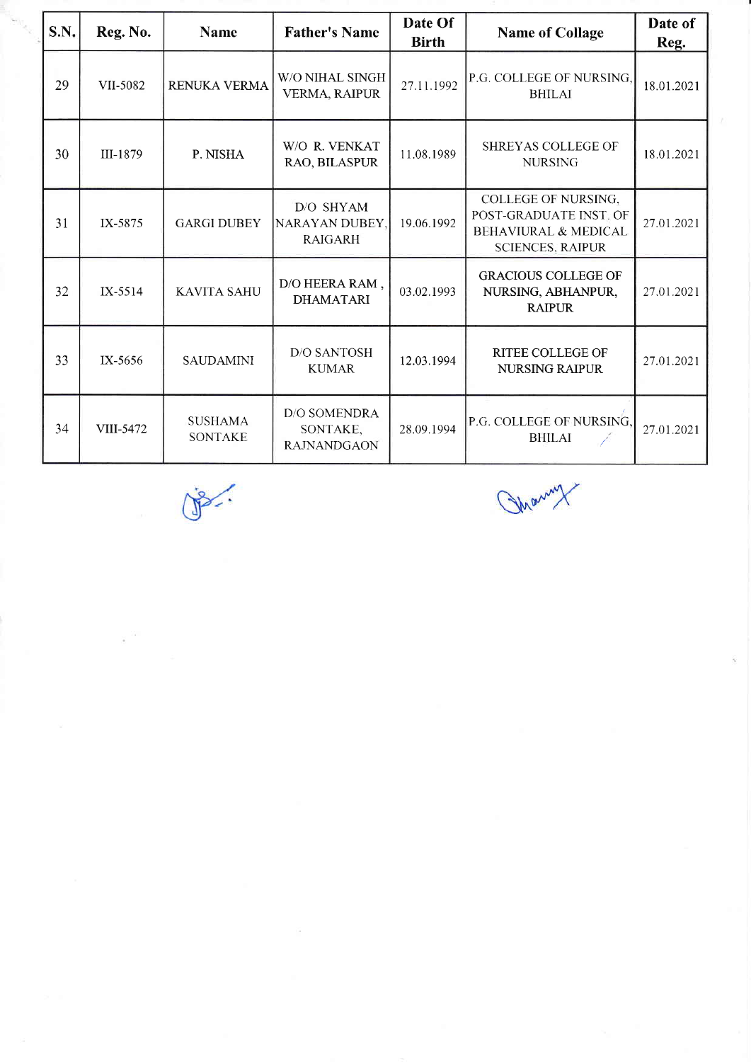| S.N. | Reg. No. | Name | Father's Name | Date Of Birth | Name of Collage | Date of Reg. |
|---|---|---|---|---|---|---|
| 29 | VII-5082 | RENUKA VERMA | W/O NIHAL SINGH VERMA, RAIPUR | 27.11.1992 | P.G. COLLEGE OF NURSING, BHILAI | 18.01.2021 |
| 30 | III-1879 | P. NISHA | W/O R. VENKAT RAO, BILASPUR | 11.08.1989 | SHREYAS COLLEGE OF NURSING | 18.01.2021 |
| 31 | IX-5875 | GARGI DUBEY | D/O SHYAM NARAYAN DUBEY, RAIGARH | 19.06.1992 | COLLEGE OF NURSING, POST-GRADUATE INST. OF BEHAVIURAL & MEDICAL SCIENCES, RAIPUR | 27.01.2021 |
| 32 | IX-5514 | KAVITA SAHU | D/O HEERA RAM , DHAMATARI | 03.02.1993 | GRACIOUS COLLEGE OF NURSING, ABHANPUR, RAIPUR | 27.01.2021 |
| 33 | IX-5656 | SAUDAMINI | D/O SANTOSH KUMAR | 12.03.1994 | RITEE COLLEGE OF NURSING RAIPUR | 27.01.2021 |
| 34 | VIII-5472 | SUSHAMA SONTAKE | D/O SOMENDRA SONTAKE, RAJNANDGAON | 28.09.1994 | P.G. COLLEGE OF NURSING, BHILAI | 27.01.2021 |